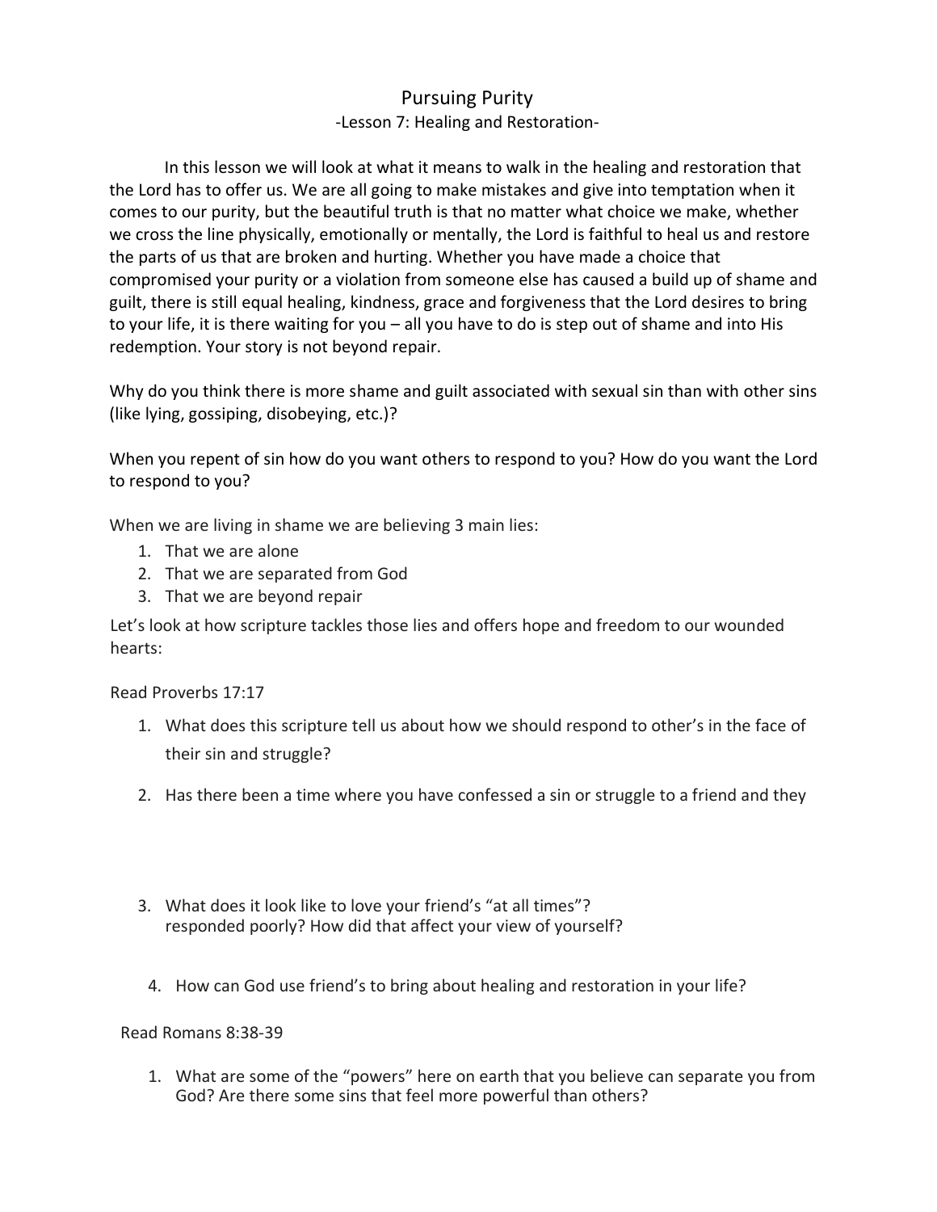# Pursuing Purity

## -Lesson 7: Healing and Restoration-

In this lesson we will look at what it means to walk in the healing and restoration that the Lord has to offer us. We are all going to make mistakes and give into temptation when it comes to our purity, but the beautiful truth is that no matter what choice we make, whether we cross the line physically, emotionally or mentally, the Lord is faithful to heal us and restore the parts of us that are broken and hurting. Whether you have made a choice that compromised your purity or a violation from someone else has caused a build up of shame and guilt, there is still equal healing, kindness, grace and forgiveness that the Lord desires to bring to your life, it is there waiting for you – all you have to do is step out of shame and into His redemption. Your story is not beyond repair.

Why do you think there is more shame and guilt associated with sexual sin than with other sins (like lying, gossiping, disobeying, etc.)?

When you repent of sin how do you want others to respond to you? How do you want the Lord to respond to you?

When we are living in shame we are believing 3 main lies:

1. That we are alone
2. That we are separated from God
3. That we are beyond repair

Let's look at how scripture tackles those lies and offers hope and freedom to our wounded hearts:

Read Proverbs 17:17

1. What does this scripture tell us about how we should respond to other's in the face of their sin and struggle?
2. Has there been a time where you have confessed a sin or struggle to a friend and they
3. What does it look like to love your friend's "at all times"?
   responded poorly? How did that affect your view of yourself?
4. How can God use friend's to bring about healing and restoration in your life?

Read Romans 8:38-39

1. What are some of the "powers" here on earth that you believe can separate you from God? Are there some sins that feel more powerful than others?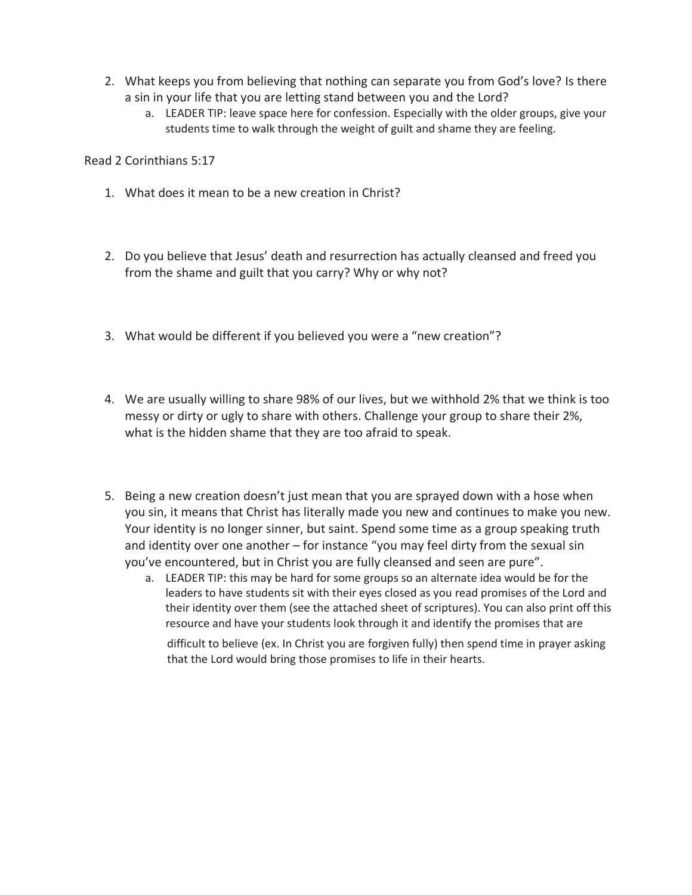2. What keeps you from believing that nothing can separate you from God's love? Is there a sin in your life that you are letting stand between you and the Lord?
   a. LEADER TIP: leave space here for confession. Especially with the older groups, give your students time to walk through the weight of guilt and shame they are feeling.

Read 2 Corinthians 5:17

1. What does it mean to be a new creation in Christ?

2. Do you believe that Jesus' death and resurrection has actually cleansed and freed you from the shame and guilt that you carry? Why or why not?

3. What would be different if you believed you were a "new creation"?

4. We are usually willing to share 98% of our lives, but we withhold 2% that we think is too messy or dirty or ugly to share with others. Challenge your group to share their 2%, what is the hidden shame that they are too afraid to speak.

5. Being a new creation doesn't just mean that you are sprayed down with a hose when you sin, it means that Christ has literally made you new and continues to make you new. Your identity is no longer sinner, but saint. Spend some time as a group speaking truth and identity over one another – for instance "you may feel dirty from the sexual sin you've encountered, but in Christ you are fully cleansed and seen are pure".
   a. LEADER TIP: this may be hard for some groups so an alternate idea would be for the leaders to have students sit with their eyes closed as you read promises of the Lord and their identity over them (see the attached sheet of scriptures). You can also print off this resource and have your students look through it and identify the promises that are difficult to believe (ex. In Christ you are forgiven fully) then spend time in prayer asking that the Lord would bring those promises to life in their hearts.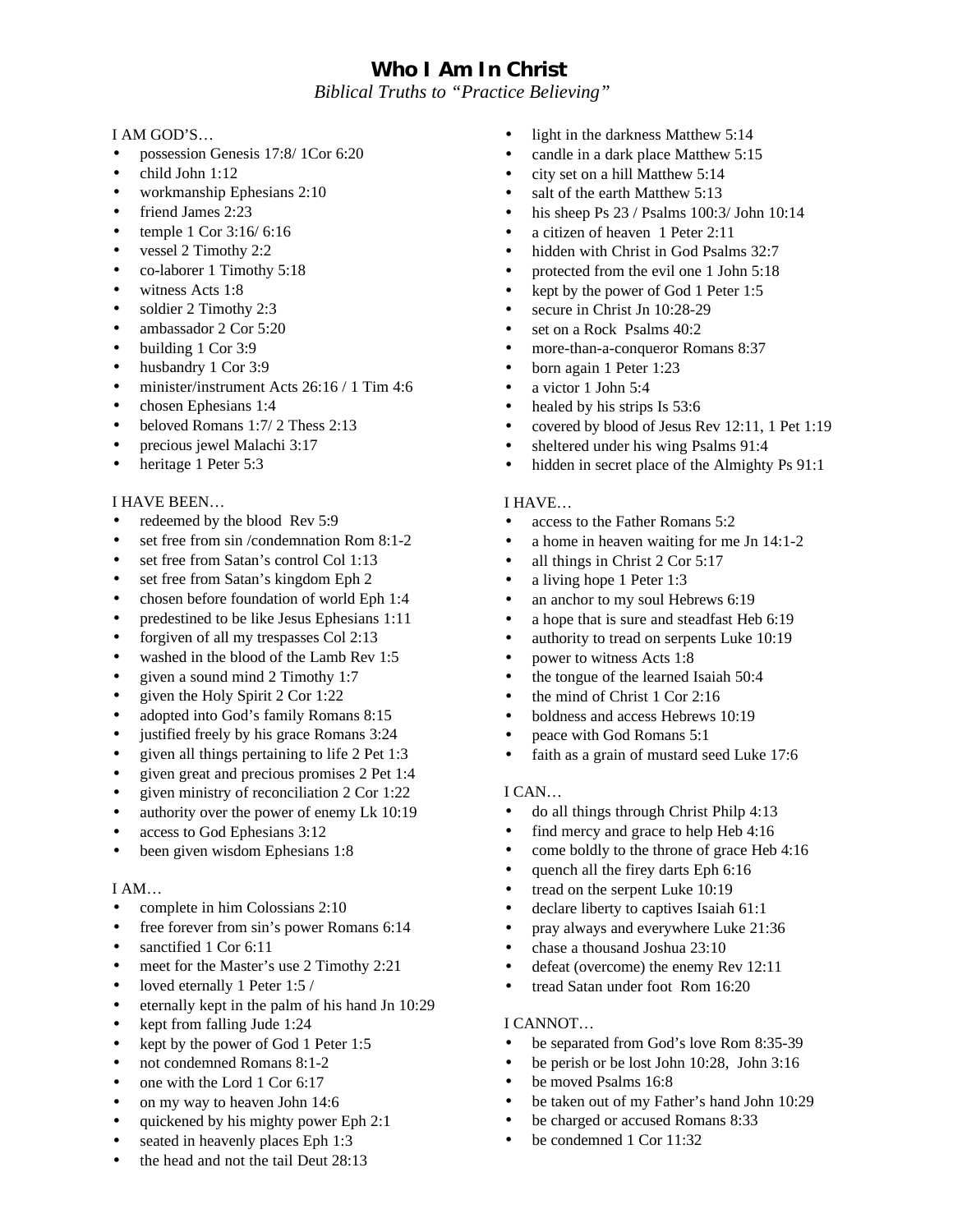# Who I Am In Christ

*Biblical Truths to "Practice Believing"*

I AM GOD'S…

- possession Genesis 17:8/ 1Cor 6:20
- child John 1:12
- workmanship Ephesians 2:10
- friend James 2:23
- temple 1 Cor 3:16/ 6:16
- vessel 2 Timothy 2:2
- co-laborer 1 Timothy 5:18
- witness Acts 1:8
- soldier 2 Timothy 2:3
- ambassador 2 Cor 5:20
- building 1 Cor 3:9
- husbandry 1 Cor 3:9
- minister/instrument Acts 26:16 / 1 Tim 4:6
- chosen Ephesians 1:4
- beloved Romans 1:7/ 2 Thess 2:13
- precious jewel Malachi 3:17
- heritage 1 Peter 5:3

I HAVE BEEN…

- redeemed by the blood Rev 5:9
- set free from sin /condemnation Rom 8:1-2
- set free from Satan's control Col 1:13
- set free from Satan's kingdom Eph 2
- chosen before foundation of world Eph 1:4
- predestined to be like Jesus Ephesians 1:11
- forgiven of all my trespasses Col 2:13
- washed in the blood of the Lamb Rev 1:5
- given a sound mind 2 Timothy 1:7
- given the Holy Spirit 2 Cor 1:22
- adopted into God's family Romans 8:15
- justified freely by his grace Romans 3:24
- given all things pertaining to life 2 Pet 1:3
- given great and precious promises 2 Pet 1:4
- given ministry of reconciliation 2 Cor 1:22
- authority over the power of enemy Lk 10:19
- access to God Ephesians 3:12
- been given wisdom Ephesians 1:8

I AM…

- complete in him Colossians 2:10
- free forever from sin's power Romans 6:14
- sanctified 1 Cor 6:11
- meet for the Master's use 2 Timothy 2:21
- loved eternally 1 Peter 1:5 /
- eternally kept in the palm of his hand Jn 10:29
- kept from falling Jude 1:24
- kept by the power of God 1 Peter 1:5
- not condemned Romans 8:1-2
- one with the Lord 1 Cor 6:17
- on my way to heaven John 14:6
- quickened by his mighty power Eph 2:1
- seated in heavenly places Eph 1:3
- the head and not the tail Deut 28:13
- light in the darkness Matthew 5:14
- candle in a dark place Matthew 5:15
- city set on a hill Matthew 5:14
- salt of the earth Matthew 5:13
- his sheep Ps 23 / Psalms 100:3/ John 10:14
- a citizen of heaven 1 Peter 2:11
- hidden with Christ in God Psalms 32:7
- protected from the evil one 1 John 5:18
- kept by the power of God 1 Peter 1:5
- secure in Christ Jn 10:28-29
- set on a Rock Psalms 40:2
- more-than-a-conqueror Romans 8:37
- born again 1 Peter 1:23
- a victor 1 John 5:4
- healed by his strips Is 53:6
- covered by blood of Jesus Rev 12:11, 1 Pet 1:19
- sheltered under his wing Psalms 91:4
- hidden in secret place of the Almighty Ps 91:1

I HAVE…

- access to the Father Romans 5:2
- a home in heaven waiting for me Jn 14:1-2
- all things in Christ 2 Cor 5:17
- a living hope 1 Peter 1:3
- an anchor to my soul Hebrews 6:19
- a hope that is sure and steadfast Heb 6:19
- authority to tread on serpents Luke 10:19
- power to witness Acts 1:8
- the tongue of the learned Isaiah 50:4
- the mind of Christ 1 Cor 2:16
- boldness and access Hebrews 10:19
- peace with God Romans 5:1
- faith as a grain of mustard seed Luke 17:6

I CAN…

- do all things through Christ Philp 4:13
- find mercy and grace to help Heb 4:16
- come boldly to the throne of grace Heb 4:16
- quench all the firey darts Eph 6:16
- tread on the serpent Luke 10:19
- declare liberty to captives Isaiah 61:1
- pray always and everywhere Luke 21:36
- chase a thousand Joshua 23:10
- defeat (overcome) the enemy Rev 12:11
- tread Satan under foot Rom 16:20

I CANNOT…

- be separated from God's love Rom 8:35-39
- be perish or be lost John 10:28, John 3:16
- be moved Psalms 16:8
- be taken out of my Father's hand John 10:29
- be charged or accused Romans 8:33
- be condemned 1 Cor 11:32